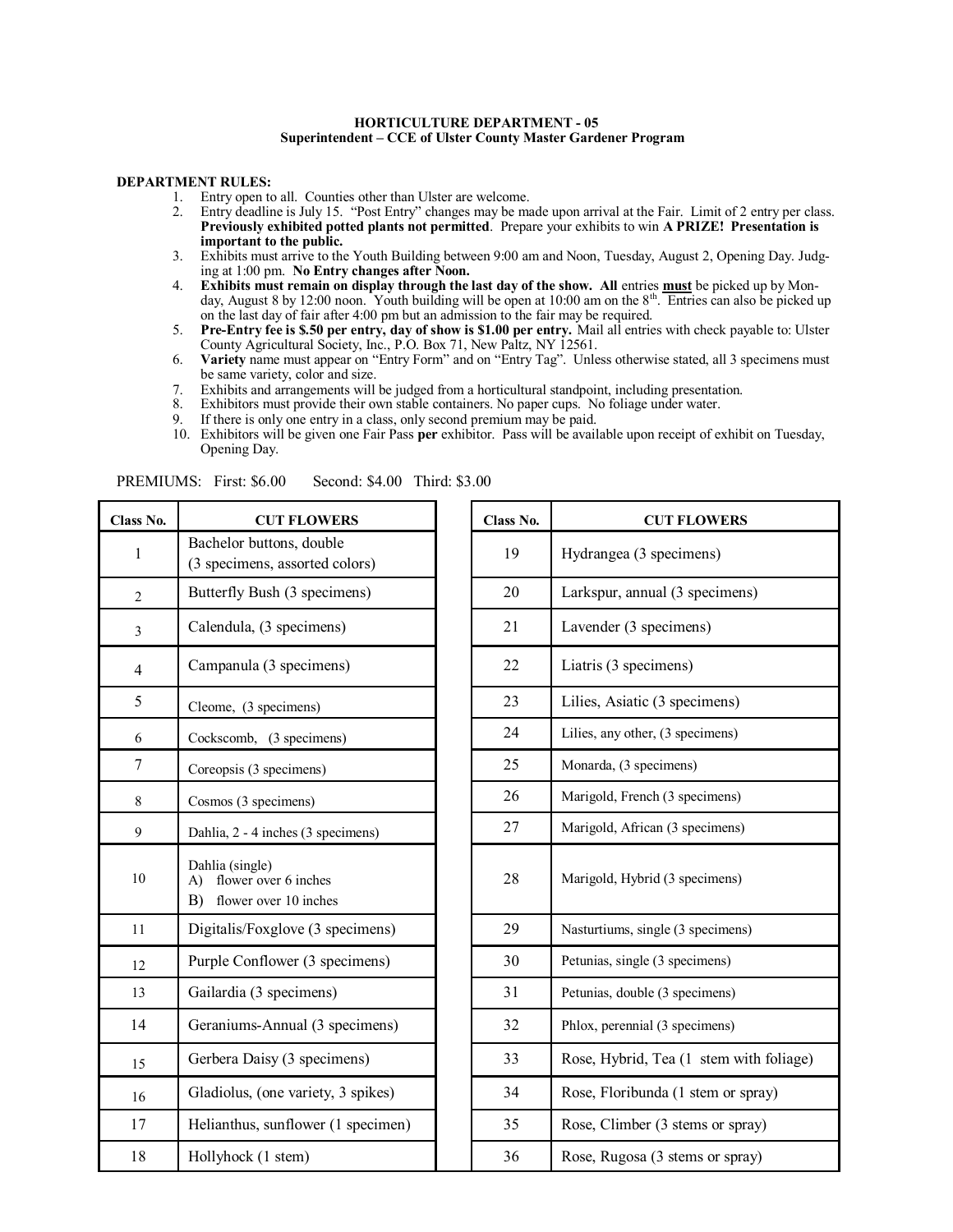# HORTICULTURE DEPARTMENT - 05

## Superintendent – CCE of Ulster County Master Gardener Program

**DEPARTMENT RULES:**

1. Entry open to all. Counties other than Ulster are welcome.
2. Entry deadline is July 15. "Post Entry" changes may be made upon arrival at the Fair. Limit of 2 entry per class. **Previously exhibited potted plants not permitted**. Prepare your exhibits to win **A PRIZE! Presentation is important to the public.**
3. Exhibits must arrive to the Youth Building between 9:00 am and Noon, Tuesday, August 2, Opening Day. Judging at 1:00 pm. **No Entry changes after Noon.**
4. **Exhibits must remain on display through the last day of the show. All** entries **must** be picked up by Monday, August 8 by 12:00 noon. Youth building will be open at 10:00 am on the 8th. Entries can also be picked up on the last day of fair after 4:00 pm but an admission to the fair may be required.
5. **Pre-Entry fee is $.50 per entry, day of show is $1.00 per entry.** Mail all entries with check payable to: Ulster County Agricultural Society, Inc., P.O. Box 71, New Paltz, NY 12561.
6. **Variety** name must appear on "Entry Form" and on "Entry Tag". Unless otherwise stated, all 3 specimens must be same variety, color and size.
7. Exhibits and arrangements will be judged from a horticultural standpoint, including presentation.
8. Exhibitors must provide their own stable containers. No paper cups. No foliage under water.
9. If there is only one entry in a class, only second premium may be paid.
10. Exhibitors will be given one Fair Pass **per** exhibitor. Pass will be available upon receipt of exhibit on Tuesday, Opening Day.

PREMIUMS: First: $6.00 Second: $4.00 Third: $3.00

| Class No. | CUT FLOWERS |
|---|---|
| 1 | Bachelor buttons, double (3 specimens, assorted colors) |
| 2 | Butterfly Bush (3 specimens) |
| 3 | Calendula, (3 specimens) |
| 4 | Campanula (3 specimens) |
| 5 | Cleome, (3 specimens) |
| 6 | Cockscomb, (3 specimens) |
| 7 | Coreopsis (3 specimens) |
| 8 | Cosmos (3 specimens) |
| 9 | Dahlia, 2 - 4 inches (3 specimens) |
| 10 | Dahlia (single)<br>A) flower over 6 inches<br>B) flower over 10 inches |
| 11 | Digitalis/Foxglove (3 specimens) |
| 12 | Purple Conflower (3 specimens) |
| 13 | Gailardia (3 specimens) |
| 14 | Geraniums-Annual (3 specimens) |
| 15 | Gerbera Daisy (3 specimens) |
| 16 | Gladiolus, (one variety, 3 spikes) |
| 17 | Helianthus, sunflower (1 specimen) |
| 18 | Hollyhock (1 stem) |
| 19 | Hydrangea (3 specimens) |
| 20 | Larkspur, annual (3 specimens) |
| 21 | Lavender (3 specimens) |
| 22 | Liatris (3 specimens) |
| 23 | Lilies, Asiatic (3 specimens) |
| 24 | Lilies, any other, (3 specimens) |
| 25 | Monarda, (3 specimens) |
| 26 | Marigold, French (3 specimens) |
| 27 | Marigold, African (3 specimens) |
| 28 | Marigold, Hybrid (3 specimens) |
| 29 | Nasturtiums, single (3 specimens) |
| 30 | Petunias, single (3 specimens) |
| 31 | Petunias, double (3 specimens) |
| 32 | Phlox, perennial (3 specimens) |
| 33 | Rose, Hybrid, Tea (1 stem with foliage) |
| 34 | Rose, Floribunda (1 stem or spray) |
| 35 | Rose, Climber (3 stems or spray) |
| 36 | Rose, Rugosa (3 stems or spray) |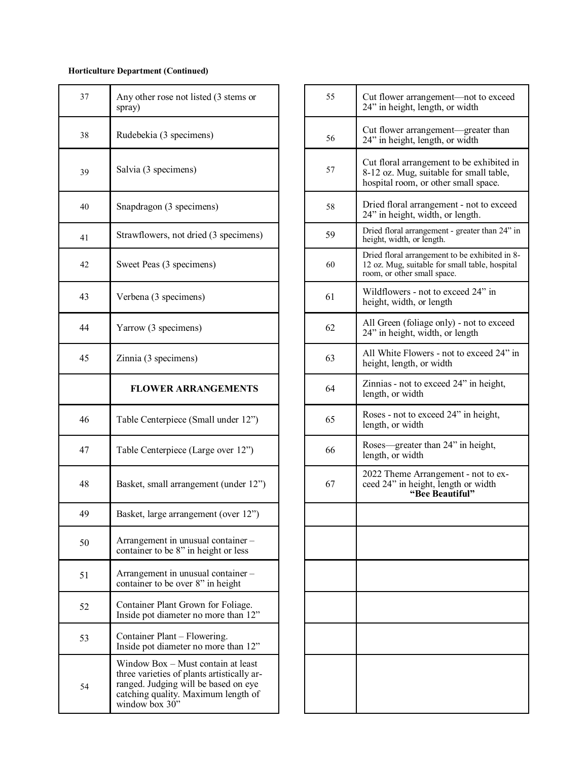**Horticulture Department (Continued)**

| | |
|---|---|
| 37 | Any other rose not listed (3 stems or spray) |
| 38 | Rudebekia (3 specimens) |
| 39 | Salvia (3 specimens) |
| 40 | Snapdragon (3 specimens) |
| 41 | Strawflowers, not dried (3 specimens) |
| 42 | Sweet Peas (3 specimens) |
| 43 | Verbena (3 specimens) |
| 44 | Yarrow (3 specimens) |
| 45 | Zinnia (3 specimens) |
| | **FLOWER ARRANGEMENTS** |
| 46 | Table Centerpiece (Small under 12") |
| 47 | Table Centerpiece (Large over 12") |
| 48 | Basket, small arrangement (under 12") |
| 49 | Basket, large arrangement (over 12") |
| 50 | Arrangement in unusual container – container to be 8" in height or less |
| 51 | Arrangement in unusual container – container to be over 8" in height |
| 52 | Container Plant Grown for Foliage. Inside pot diameter no more than 12" |
| 53 | Container Plant – Flowering. Inside pot diameter no more than 12" |
| 54 | Window Box – Must contain at least three varieties of plants artistically arranged. Judging will be based on eye catching quality. Maximum length of window box 30" |

| | |
|---|---|
| 55 | Cut flower arrangement—not to exceed 24" in height, length, or width |
| 56 | Cut flower arrangement—greater than 24" in height, length, or width |
| 57 | Cut floral arrangement to be exhibited in 8-12 oz. Mug, suitable for small table, hospital room, or other small space. |
| 58 | Dried floral arrangement - not to exceed 24" in height, width, or length. |
| 59 | Dried floral arrangement - greater than 24" in height, width, or length. |
| 60 | Dried floral arrangement to be exhibited in 8-12 oz. Mug, suitable for small table, hospital room, or other small space. |
| 61 | Wildflowers - not to exceed 24" in height, width, or length |
| 62 | All Green (foliage only) - not to exceed 24" in height, width, or length |
| 63 | All White Flowers - not to exceed 24" in height, length, or width |
| 64 | Zinnias - not to exceed 24" in height, length, or width |
| 65 | Roses - not to exceed 24" in height, length, or width |
| 66 | Roses—greater than 24" in height, length, or width |
| 67 | 2022 Theme Arrangement - not to exceed 24" in height, length or width **"Bee Beautiful"** |
| | |
| | |
| | |
| | |
| | |
| | |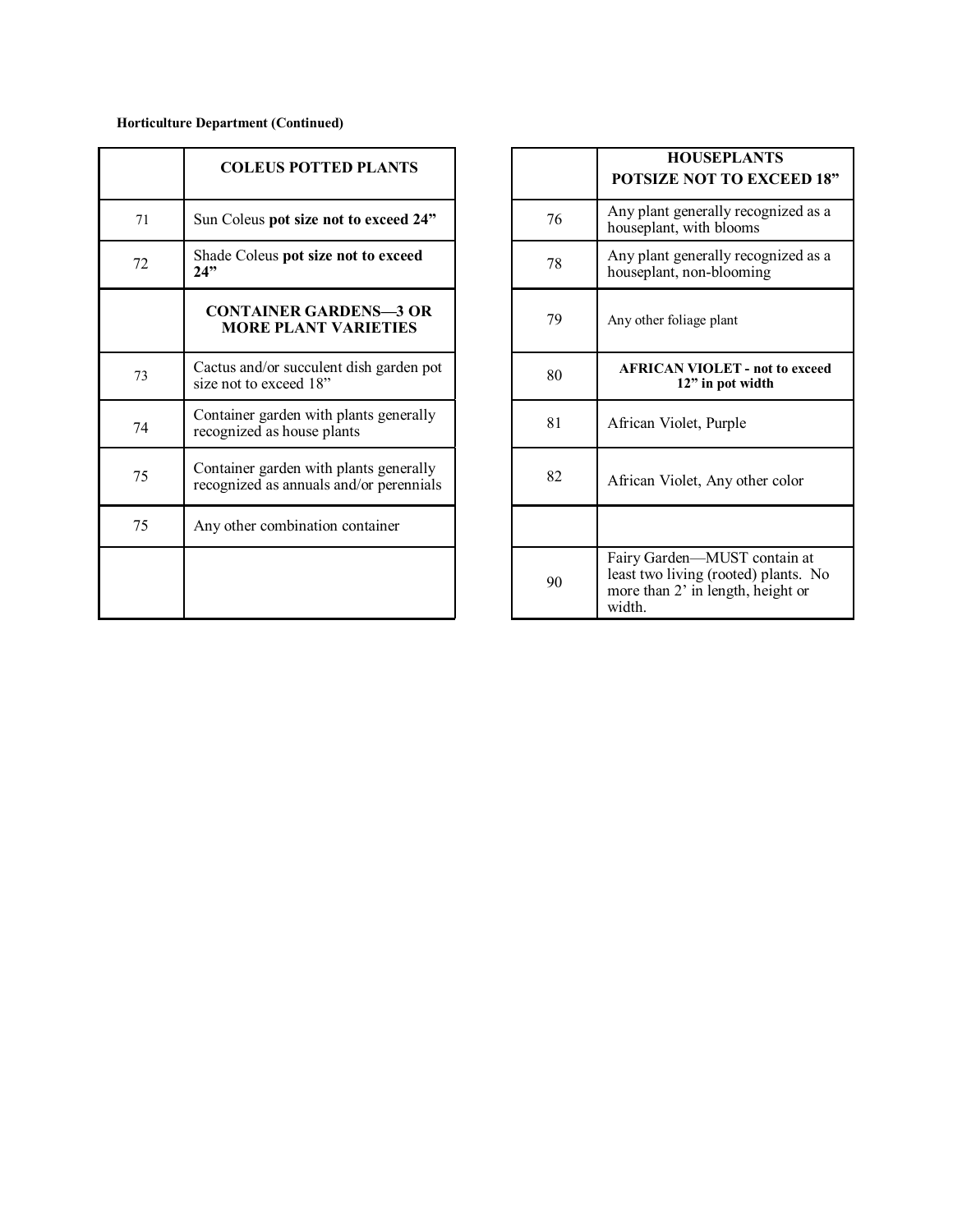**Horticulture Department (Continued)**

| | |
|---|---|
| | **COLEUS POTTED PLANTS** |
| 71 | Sun Coleus **pot size not to exceed 24"** |
| 72 | Shade Coleus **pot size not to exceed 24"** |
| | **CONTAINER GARDENS—3 OR MORE PLANT VARIETIES** |
| 73 | Cactus and/or succulent dish garden pot size not to exceed 18" |
| 74 | Container garden with plants generally recognized as house plants |
| 75 | Container garden with plants generally recognized as annuals and/or perennials |
| 75 | Any other combination container |
| | |

| | |
|---|---|
| | **HOUSEPLANTS POTSIZE NOT TO EXCEED 18"** |
| 76 | Any plant generally recognized as a houseplant, with blooms |
| 78 | Any plant generally recognized as a houseplant, non-blooming |
| 79 | Any other foliage plant |
| 80 | **AFRICAN VIOLET - not to exceed 12" in pot width** |
| 81 | African Violet, Purple |
| 82 | African Violet, Any other color |
| | |
| 90 | Fairy Garden—MUST contain at least two living (rooted) plants. No more than 2' in length, height or width. |